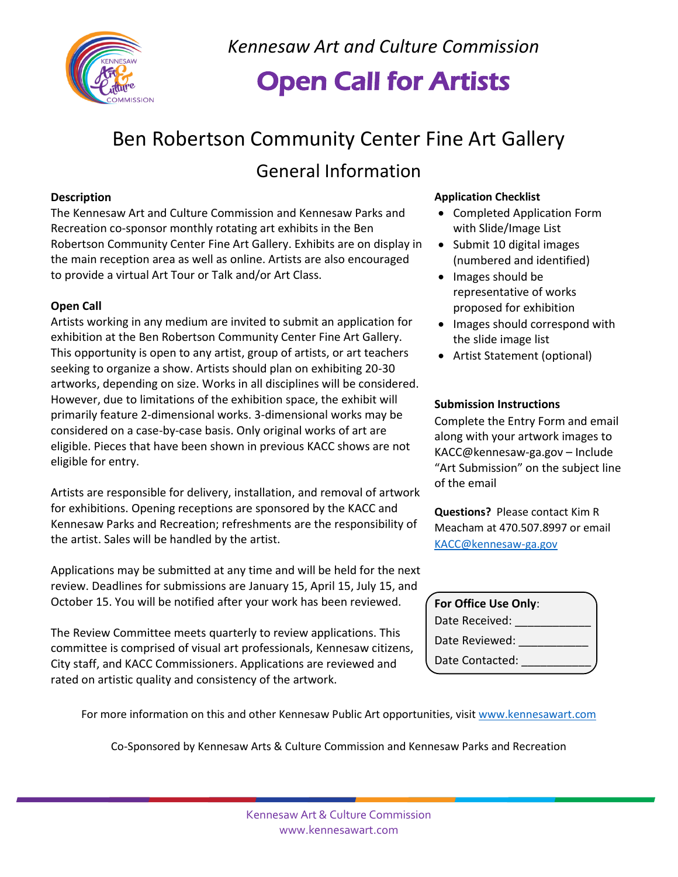*Kennesaw Art and Culture Commission*

# Open Call for Artists

## Ben Robertson Community Center Fine Art Gallery

## General Information

**Description**

The Kennesaw Art and Culture Commission and Kennesaw Parks and Recreation co-sponsor monthly rotating art exhibits in the Ben Robertson Community Center Fine Art Gallery. Exhibits are on display in the main reception area as well as online. Artists are also encouraged to provide a virtual Art Tour or Talk and/or Art Class.

**Open Call**

Artists working in any medium are invited to submit an application for exhibition at the Ben Robertson Community Center Fine Art Gallery. This opportunity is open to any artist, group of artists, or art teachers seeking to organize a show. Artists should plan on exhibiting 20-30 artworks, depending on size. Works in all disciplines will be considered. However, due to limitations of the exhibition space, the exhibit will primarily feature 2-dimensional works. 3-dimensional works may be considered on a case-by-case basis. Only original works of art are eligible. Pieces that have been shown in previous KACC shows are not eligible for entry.

Artists are responsible for delivery, installation, and removal of artwork for exhibitions. Opening receptions are sponsored by the KACC and Kennesaw Parks and Recreation; refreshments are the responsibility of the artist. Sales will be handled by the artist.

Applications may be submitted at any time and will be held for the next review. Deadlines for submissions are January 15, April 15, July 15, and October 15. You will be notified after your work has been reviewed.

The Review Committee meets quarterly to review applications. This committee is comprised of visual art professionals, Kennesaw citizens, City staff, and KACC Commissioners. Applications are reviewed and rated on artistic quality and consistency of the artwork.

**Application Checklist**

- Completed Application Form with Slide/Image List
- Submit 10 digital images (numbered and identified)
- Images should be representative of works proposed for exhibition
- Images should correspond with the slide image list
- Artist Statement (optional)

**Submission Instructions**

Complete the Entry Form and email along with your artwork images to KACC@kennesaw-ga.gov – Include "Art Submission" on the subject line of the email

**Questions?** Please contact Kim R Meacham at 470.507.8997 or email KACC@kennesaw-ga.gov

**For Office Use Only**:

Date Received: ___________

Date Reviewed: ___________

Date Contacted: ___________

For more information on this and other Kennesaw Public Art opportunities, visit www.kennesawart.com

Co-Sponsored by Kennesaw Arts & Culture Commission and Kennesaw Parks and Recreation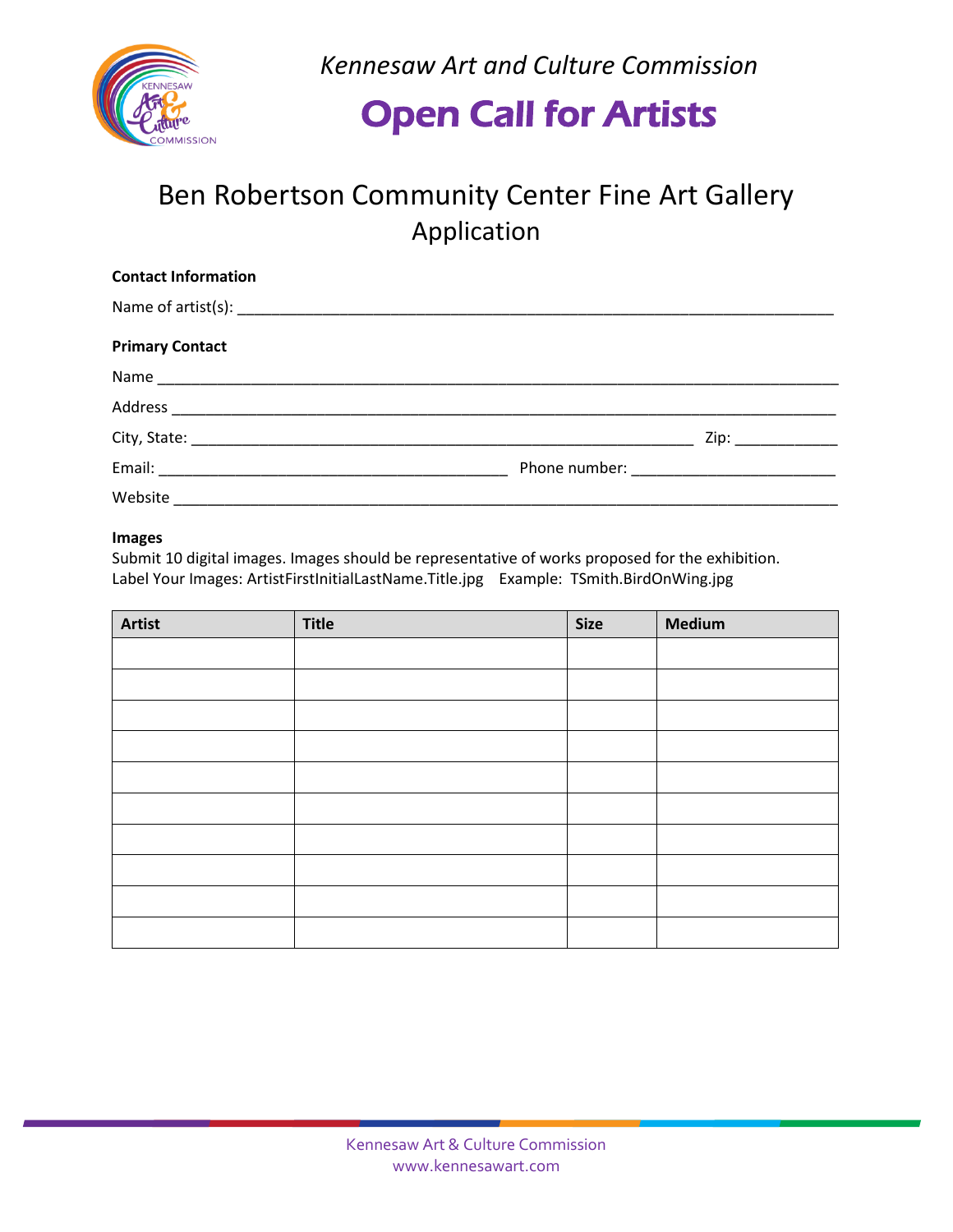*Kennesaw Art and Culture Commission*

# Open Call for Artists

## Ben Robertson Community Center Fine Art Gallery
## Application

**Contact Information**

Name of artist(s): ___________________________________________________________________________

**Primary Contact**

Name ______________________________________________________________________________________

Address ____________________________________________________________________________________

City, State: ________________________________________________________________ Zip: ____________

Email: ____________________________________________ Phone number: _________________________

Website ____________________________________________________________________________________

**Images**
Submit 10 digital images. Images should be representative of works proposed for the exhibition.
Label Your Images: ArtistFirstInitialLastName.Title.jpg    Example: TSmith.BirdOnWing.jpg

| Artist | Title | Size | Medium |
|---|---|---|---|
| | | | |
| | | | |
| | | | |
| | | | |
| | | | |
| | | | |
| | | | |
| | | | |
| | | | |
| | | | |

Kennesaw Art & Culture Commission
www.kennesawart.com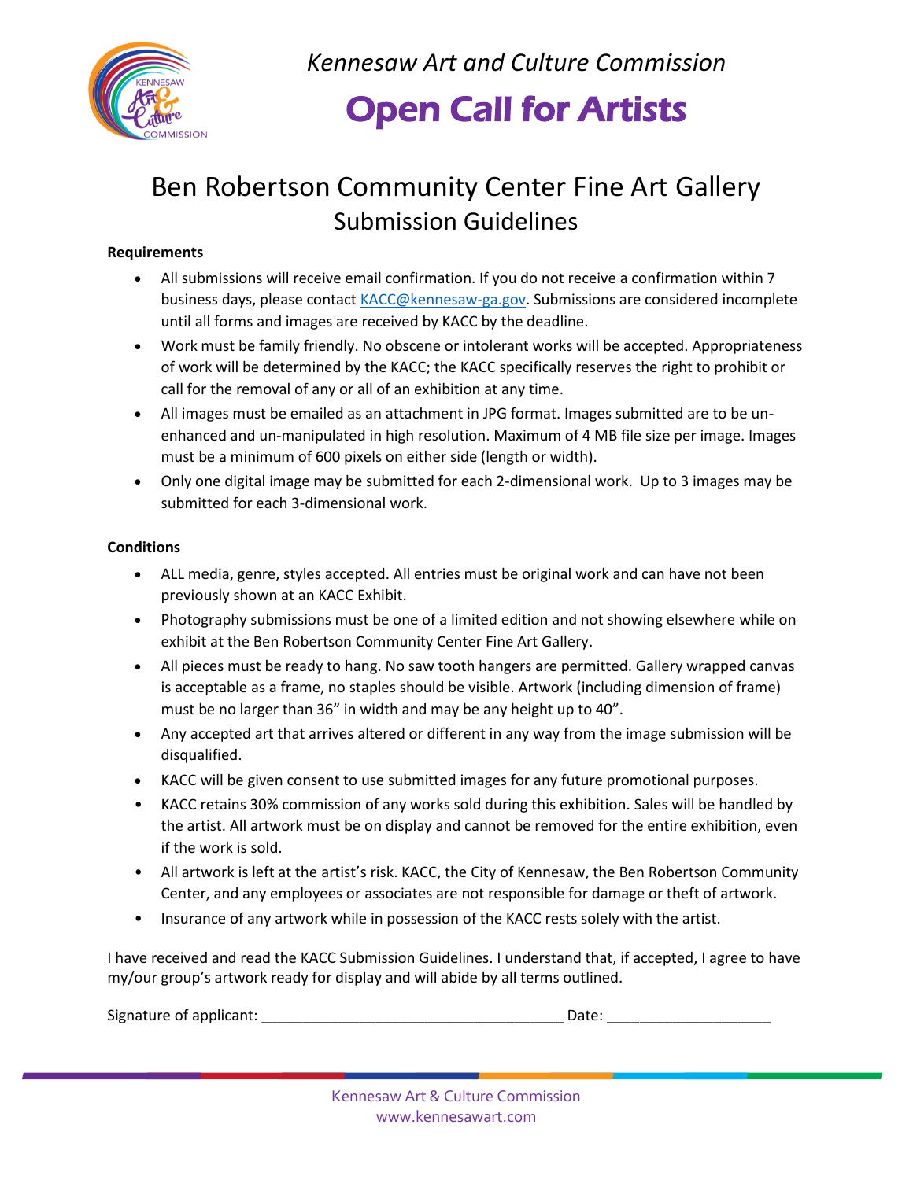*Kennesaw Art and Culture Commission*

# Open Call for Artists

## Ben Robertson Community Center Fine Art Gallery
## Submission Guidelines

**Requirements**

- All submissions will receive email confirmation. If you do not receive a confirmation within 7 business days, please contact KACC@kennesaw-ga.gov. Submissions are considered incomplete until all forms and images are received by KACC by the deadline.
- Work must be family friendly. No obscene or intolerant works will be accepted. Appropriateness of work will be determined by the KACC; the KACC specifically reserves the right to prohibit or call for the removal of any or all of an exhibition at any time.
- All images must be emailed as an attachment in JPG format. Images submitted are to be un-enhanced and un-manipulated in high resolution. Maximum of 4 MB file size per image. Images must be a minimum of 600 pixels on either side (length or width).
- Only one digital image may be submitted for each 2-dimensional work. Up to 3 images may be submitted for each 3-dimensional work.

**Conditions**

- ALL media, genre, styles accepted. All entries must be original work and can have not been previously shown at an KACC Exhibit.
- Photography submissions must be one of a limited edition and not showing elsewhere while on exhibit at the Ben Robertson Community Center Fine Art Gallery.
- All pieces must be ready to hang. No saw tooth hangers are permitted. Gallery wrapped canvas is acceptable as a frame, no staples should be visible. Artwork (including dimension of frame) must be no larger than 36" in width and may be any height up to 40".
- Any accepted art that arrives altered or different in any way from the image submission will be disqualified.
- KACC will be given consent to use submitted images for any future promotional purposes.
- KACC retains 30% commission of any works sold during this exhibition. Sales will be handled by the artist. All artwork must be on display and cannot be removed for the entire exhibition, even if the work is sold.
- All artwork is left at the artist's risk. KACC, the City of Kennesaw, the Ben Robertson Community Center, and any employees or associates are not responsible for damage or theft of artwork.
- Insurance of any artwork while in possession of the KACC rests solely with the artist.

I have received and read the KACC Submission Guidelines. I understand that, if accepted, I agree to have my/our group's artwork ready for display and will abide by all terms outlined.

Signature of applicant: ____________________________________ Date: ____________________

Kennesaw Art & Culture Commission
www.kennesawart.com